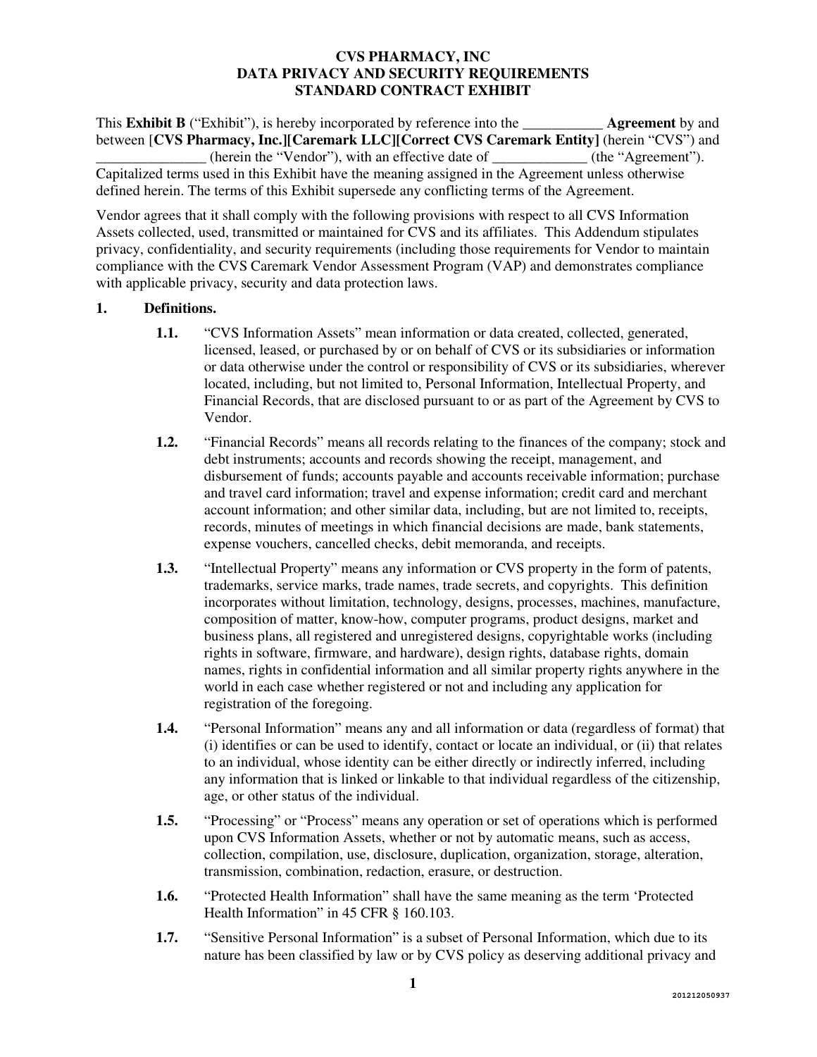# CVS PHARMACY, INC
# DATA PRIVACY AND SECURITY REQUIREMENTS
# STANDARD CONTRACT EXHIBIT

This **Exhibit B** ("Exhibit"), is hereby incorporated by reference into the ___________ **Agreement** by and between [**CVS Pharmacy, Inc.][Caremark LLC][Correct CVS Caremark Entity]** (herein "CVS") and _______________ (herein the "Vendor"), with an effective date of _____________ (the "Agreement"). Capitalized terms used in this Exhibit have the meaning assigned in the Agreement unless otherwise defined herein. The terms of this Exhibit supersede any conflicting terms of the Agreement.

Vendor agrees that it shall comply with the following provisions with respect to all CVS Information Assets collected, used, transmitted or maintained for CVS and its affiliates. This Addendum stipulates privacy, confidentiality, and security requirements (including those requirements for Vendor to maintain compliance with the CVS Caremark Vendor Assessment Program (VAP) and demonstrates compliance with applicable privacy, security and data protection laws.

**1. Definitions.**

**1.1.** "CVS Information Assets" mean information or data created, collected, generated, licensed, leased, or purchased by or on behalf of CVS or its subsidiaries or information or data otherwise under the control or responsibility of CVS or its subsidiaries, wherever located, including, but not limited to, Personal Information, Intellectual Property, and Financial Records, that are disclosed pursuant to or as part of the Agreement by CVS to Vendor.

**1.2.** "Financial Records" means all records relating to the finances of the company; stock and debt instruments; accounts and records showing the receipt, management, and disbursement of funds; accounts payable and accounts receivable information; purchase and travel card information; travel and expense information; credit card and merchant account information; and other similar data, including, but are not limited to, receipts, records, minutes of meetings in which financial decisions are made, bank statements, expense vouchers, cancelled checks, debit memoranda, and receipts.

**1.3.** "Intellectual Property" means any information or CVS property in the form of patents, trademarks, service marks, trade names, trade secrets, and copyrights. This definition incorporates without limitation, technology, designs, processes, machines, manufacture, composition of matter, know-how, computer programs, product designs, market and business plans, all registered and unregistered designs, copyrightable works (including rights in software, firmware, and hardware), design rights, database rights, domain names, rights in confidential information and all similar property rights anywhere in the world in each case whether registered or not and including any application for registration of the foregoing.

**1.4.** "Personal Information" means any and all information or data (regardless of format) that (i) identifies or can be used to identify, contact or locate an individual, or (ii) that relates to an individual, whose identity can be either directly or indirectly inferred, including any information that is linked or linkable to that individual regardless of the citizenship, age, or other status of the individual.

**1.5.** "Processing" or "Process" means any operation or set of operations which is performed upon CVS Information Assets, whether or not by automatic means, such as access, collection, compilation, use, disclosure, duplication, organization, storage, alteration, transmission, combination, redaction, erasure, or destruction.

**1.6.** "Protected Health Information" shall have the same meaning as the term 'Protected Health Information" in 45 CFR § 160.103.

**1.7.** "Sensitive Personal Information" is a subset of Personal Information, which due to its nature has been classified by law or by CVS policy as deserving additional privacy and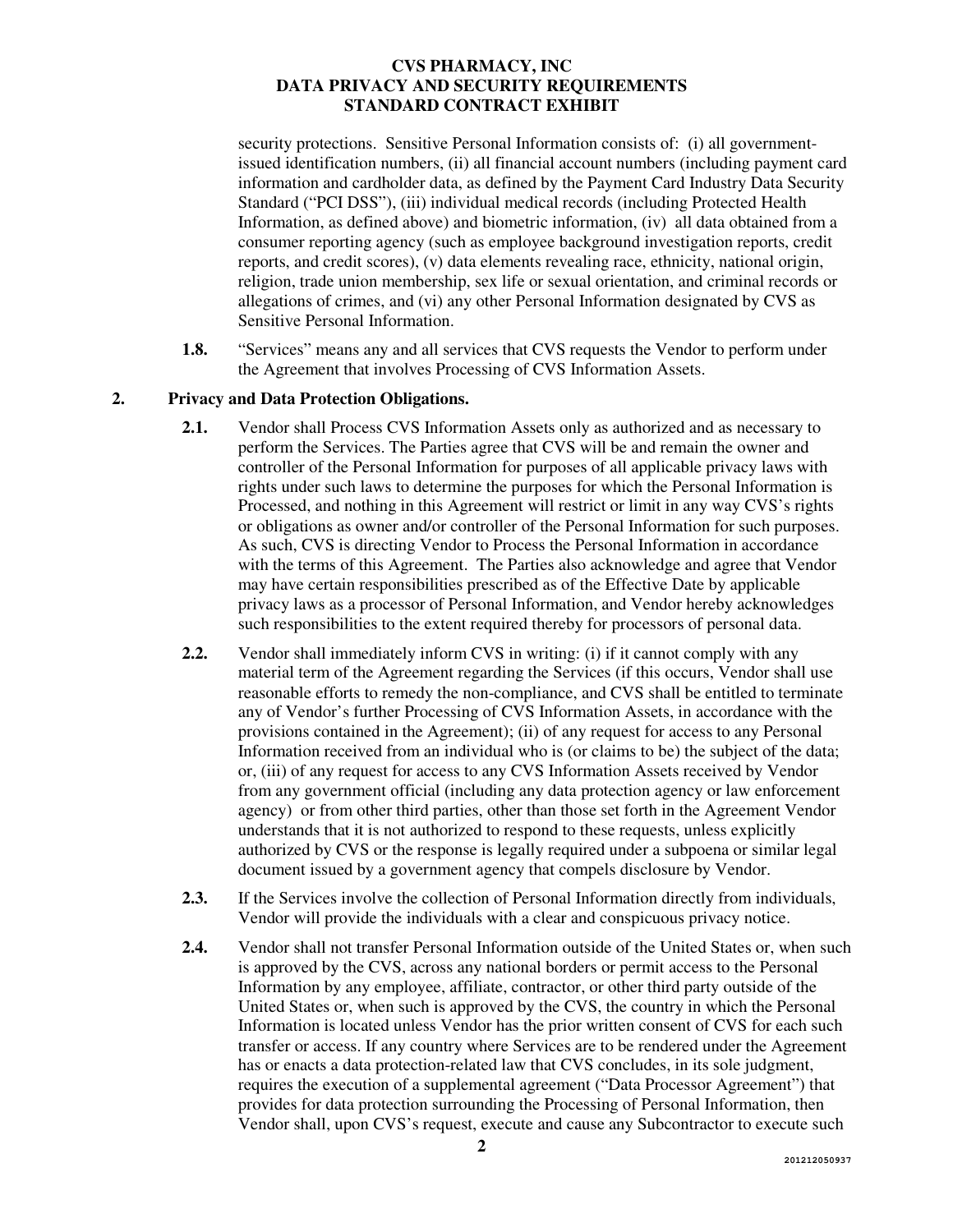security protections. Sensitive Personal Information consists of: (i) all government-issued identification numbers, (ii) all financial account numbers (including payment card information and cardholder data, as defined by the Payment Card Industry Data Security Standard ("PCI DSS"), (iii) individual medical records (including Protected Health Information, as defined above) and biometric information, (iv) all data obtained from a consumer reporting agency (such as employee background investigation reports, credit reports, and credit scores), (v) data elements revealing race, ethnicity, national origin, religion, trade union membership, sex life or sexual orientation, and criminal records or allegations of crimes, and (vi) any other Personal Information designated by CVS as Sensitive Personal Information.

**1.8.** "Services" means any and all services that CVS requests the Vendor to perform under the Agreement that involves Processing of CVS Information Assets.

**2. Privacy and Data Protection Obligations.**

**2.1.** Vendor shall Process CVS Information Assets only as authorized and as necessary to perform the Services. The Parties agree that CVS will be and remain the owner and controller of the Personal Information for purposes of all applicable privacy laws with rights under such laws to determine the purposes for which the Personal Information is Processed, and nothing in this Agreement will restrict or limit in any way CVS's rights or obligations as owner and/or controller of the Personal Information for such purposes. As such, CVS is directing Vendor to Process the Personal Information in accordance with the terms of this Agreement. The Parties also acknowledge and agree that Vendor may have certain responsibilities prescribed as of the Effective Date by applicable privacy laws as a processor of Personal Information, and Vendor hereby acknowledges such responsibilities to the extent required thereby for processors of personal data.

**2.2.** Vendor shall immediately inform CVS in writing: (i) if it cannot comply with any material term of the Agreement regarding the Services (if this occurs, Vendor shall use reasonable efforts to remedy the non-compliance, and CVS shall be entitled to terminate any of Vendor's further Processing of CVS Information Assets, in accordance with the provisions contained in the Agreement); (ii) of any request for access to any Personal Information received from an individual who is (or claims to be) the subject of the data; or, (iii) of any request for access to any CVS Information Assets received by Vendor from any government official (including any data protection agency or law enforcement agency) or from other third parties, other than those set forth in the Agreement Vendor understands that it is not authorized to respond to these requests, unless explicitly authorized by CVS or the response is legally required under a subpoena or similar legal document issued by a government agency that compels disclosure by Vendor.

**2.3.** If the Services involve the collection of Personal Information directly from individuals, Vendor will provide the individuals with a clear and conspicuous privacy notice.

**2.4.** Vendor shall not transfer Personal Information outside of the United States or, when such is approved by the CVS, across any national borders or permit access to the Personal Information by any employee, affiliate, contractor, or other third party outside of the United States or, when such is approved by the CVS, the country in which the Personal Information is located unless Vendor has the prior written consent of CVS for each such transfer or access. If any country where Services are to be rendered under the Agreement has or enacts a data protection-related law that CVS concludes, in its sole judgment, requires the execution of a supplemental agreement ("Data Processor Agreement") that provides for data protection surrounding the Processing of Personal Information, then Vendor shall, upon CVS's request, execute and cause any Subcontractor to execute such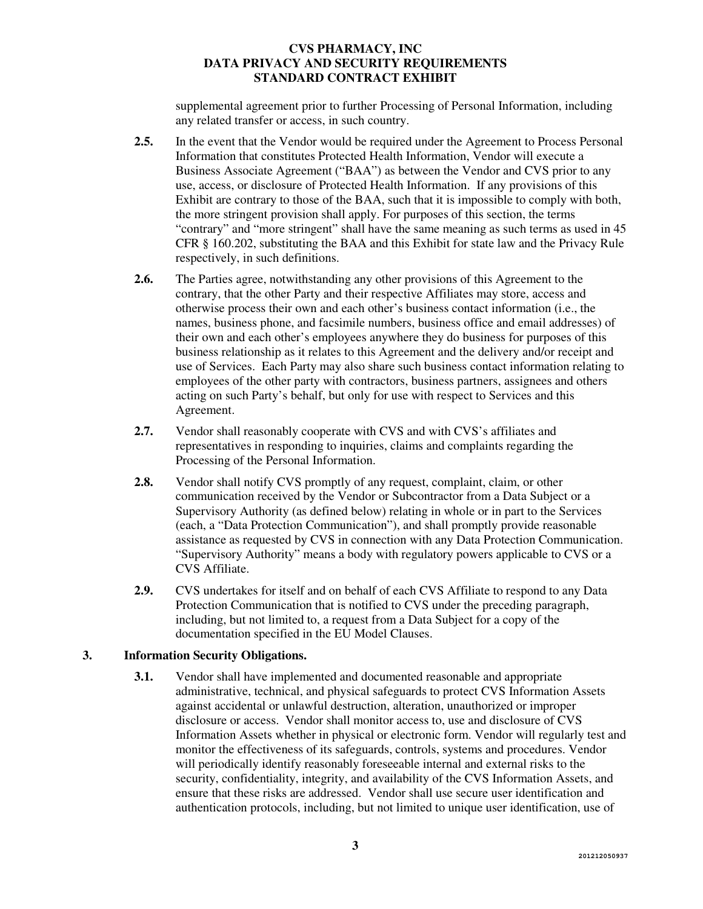supplemental agreement prior to further Processing of Personal Information, including any related transfer or access, in such country.

**2.5.** In the event that the Vendor would be required under the Agreement to Process Personal Information that constitutes Protected Health Information, Vendor will execute a Business Associate Agreement ("BAA") as between the Vendor and CVS prior to any use, access, or disclosure of Protected Health Information. If any provisions of this Exhibit are contrary to those of the BAA, such that it is impossible to comply with both, the more stringent provision shall apply. For purposes of this section, the terms "contrary" and "more stringent" shall have the same meaning as such terms as used in 45 CFR § 160.202, substituting the BAA and this Exhibit for state law and the Privacy Rule respectively, in such definitions.

**2.6.** The Parties agree, notwithstanding any other provisions of this Agreement to the contrary, that the other Party and their respective Affiliates may store, access and otherwise process their own and each other's business contact information (i.e., the names, business phone, and facsimile numbers, business office and email addresses) of their own and each other's employees anywhere they do business for purposes of this business relationship as it relates to this Agreement and the delivery and/or receipt and use of Services. Each Party may also share such business contact information relating to employees of the other party with contractors, business partners, assignees and others acting on such Party's behalf, but only for use with respect to Services and this Agreement.

**2.7.** Vendor shall reasonably cooperate with CVS and with CVS's affiliates and representatives in responding to inquiries, claims and complaints regarding the Processing of the Personal Information.

**2.8.** Vendor shall notify CVS promptly of any request, complaint, claim, or other communication received by the Vendor or Subcontractor from a Data Subject or a Supervisory Authority (as defined below) relating in whole or in part to the Services (each, a "Data Protection Communication"), and shall promptly provide reasonable assistance as requested by CVS in connection with any Data Protection Communication. "Supervisory Authority" means a body with regulatory powers applicable to CVS or a CVS Affiliate.

**2.9.** CVS undertakes for itself and on behalf of each CVS Affiliate to respond to any Data Protection Communication that is notified to CVS under the preceding paragraph, including, but not limited to, a request from a Data Subject for a copy of the documentation specified in the EU Model Clauses.

## 3. Information Security Obligations.

**3.1.** Vendor shall have implemented and documented reasonable and appropriate administrative, technical, and physical safeguards to protect CVS Information Assets against accidental or unlawful destruction, alteration, unauthorized or improper disclosure or access. Vendor shall monitor access to, use and disclosure of CVS Information Assets whether in physical or electronic form. Vendor will regularly test and monitor the effectiveness of its safeguards, controls, systems and procedures. Vendor will periodically identify reasonably foreseeable internal and external risks to the security, confidentiality, integrity, and availability of the CVS Information Assets, and ensure that these risks are addressed. Vendor shall use secure user identification and authentication protocols, including, but not limited to unique user identification, use of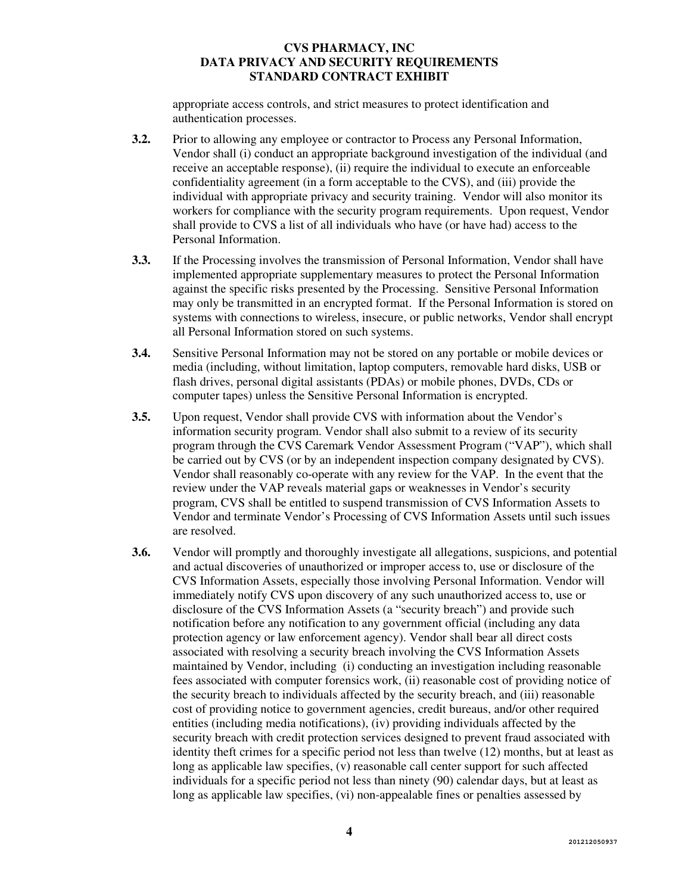appropriate access controls, and strict measures to protect identification and authentication processes.

**3.2.** Prior to allowing any employee or contractor to Process any Personal Information, Vendor shall (i) conduct an appropriate background investigation of the individual (and receive an acceptable response), (ii) require the individual to execute an enforceable confidentiality agreement (in a form acceptable to the CVS), and (iii) provide the individual with appropriate privacy and security training. Vendor will also monitor its workers for compliance with the security program requirements. Upon request, Vendor shall provide to CVS a list of all individuals who have (or have had) access to the Personal Information.

**3.3.** If the Processing involves the transmission of Personal Information, Vendor shall have implemented appropriate supplementary measures to protect the Personal Information against the specific risks presented by the Processing. Sensitive Personal Information may only be transmitted in an encrypted format. If the Personal Information is stored on systems with connections to wireless, insecure, or public networks, Vendor shall encrypt all Personal Information stored on such systems.

**3.4.** Sensitive Personal Information may not be stored on any portable or mobile devices or media (including, without limitation, laptop computers, removable hard disks, USB or flash drives, personal digital assistants (PDAs) or mobile phones, DVDs, CDs or computer tapes) unless the Sensitive Personal Information is encrypted.

**3.5.** Upon request, Vendor shall provide CVS with information about the Vendor's information security program. Vendor shall also submit to a review of its security program through the CVS Caremark Vendor Assessment Program ("VAP"), which shall be carried out by CVS (or by an independent inspection company designated by CVS). Vendor shall reasonably co-operate with any review for the VAP. In the event that the review under the VAP reveals material gaps or weaknesses in Vendor's security program, CVS shall be entitled to suspend transmission of CVS Information Assets to Vendor and terminate Vendor's Processing of CVS Information Assets until such issues are resolved.

**3.6.** Vendor will promptly and thoroughly investigate all allegations, suspicions, and potential and actual discoveries of unauthorized or improper access to, use or disclosure of the CVS Information Assets, especially those involving Personal Information. Vendor will immediately notify CVS upon discovery of any such unauthorized access to, use or disclosure of the CVS Information Assets (a "security breach") and provide such notification before any notification to any government official (including any data protection agency or law enforcement agency). Vendor shall bear all direct costs associated with resolving a security breach involving the CVS Information Assets maintained by Vendor, including (i) conducting an investigation including reasonable fees associated with computer forensics work, (ii) reasonable cost of providing notice of the security breach to individuals affected by the security breach, and (iii) reasonable cost of providing notice to government agencies, credit bureaus, and/or other required entities (including media notifications), (iv) providing individuals affected by the security breach with credit protection services designed to prevent fraud associated with identity theft crimes for a specific period not less than twelve (12) months, but at least as long as applicable law specifies, (v) reasonable call center support for such affected individuals for a specific period not less than ninety (90) calendar days, but at least as long as applicable law specifies, (vi) non-appealable fines or penalties assessed by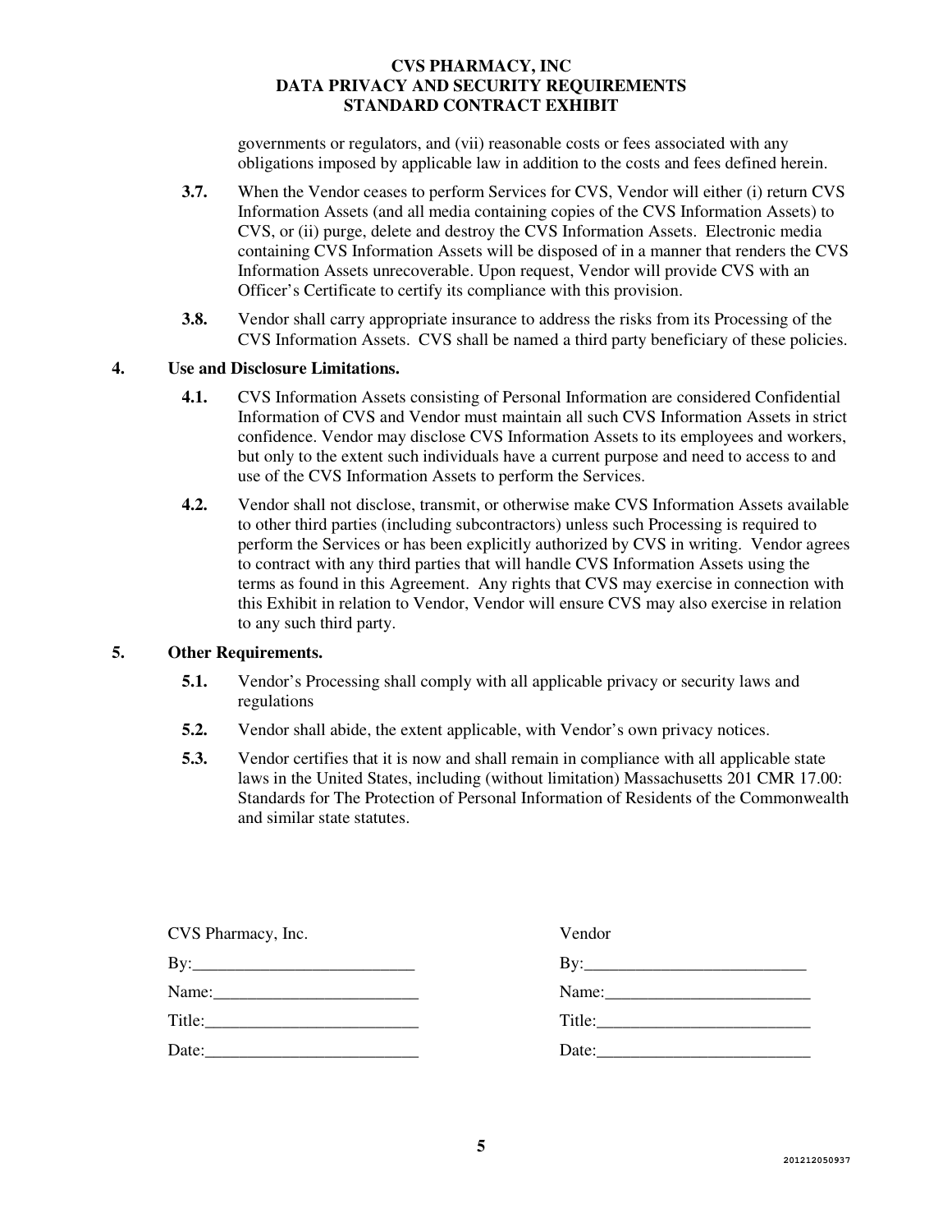governments or regulators, and (vii) reasonable costs or fees associated with any obligations imposed by applicable law in addition to the costs and fees defined herein.

**3.7.** When the Vendor ceases to perform Services for CVS, Vendor will either (i) return CVS Information Assets (and all media containing copies of the CVS Information Assets) to CVS, or (ii) purge, delete and destroy the CVS Information Assets. Electronic media containing CVS Information Assets will be disposed of in a manner that renders the CVS Information Assets unrecoverable. Upon request, Vendor will provide CVS with an Officer's Certificate to certify its compliance with this provision.

**3.8.** Vendor shall carry appropriate insurance to address the risks from its Processing of the CVS Information Assets. CVS shall be named a third party beneficiary of these policies.

## 4. Use and Disclosure Limitations.

**4.1.** CVS Information Assets consisting of Personal Information are considered Confidential Information of CVS and Vendor must maintain all such CVS Information Assets in strict confidence. Vendor may disclose CVS Information Assets to its employees and workers, but only to the extent such individuals have a current purpose and need to access to and use of the CVS Information Assets to perform the Services.

**4.2.** Vendor shall not disclose, transmit, or otherwise make CVS Information Assets available to other third parties (including subcontractors) unless such Processing is required to perform the Services or has been explicitly authorized by CVS in writing. Vendor agrees to contract with any third parties that will handle CVS Information Assets using the terms as found in this Agreement. Any rights that CVS may exercise in connection with this Exhibit in relation to Vendor, Vendor will ensure CVS may also exercise in relation to any such third party.

## 5. Other Requirements.

**5.1.** Vendor's Processing shall comply with all applicable privacy or security laws and regulations

**5.2.** Vendor shall abide, the extent applicable, with Vendor's own privacy notices.

**5.3.** Vendor certifies that it is now and shall remain in compliance with all applicable state laws in the United States, including (without limitation) Massachusetts 201 CMR 17.00: Standards for The Protection of Personal Information of Residents of the Commonwealth and similar state statutes.

| | |
|---|---|
| CVS Pharmacy, Inc. | Vendor |
| By:_________________________ | By:_________________________ |
| Name:_______________________ | Name:_______________________ |
| Title:________________________ | Title:________________________ |
| Date:________________________ | Date:________________________ |